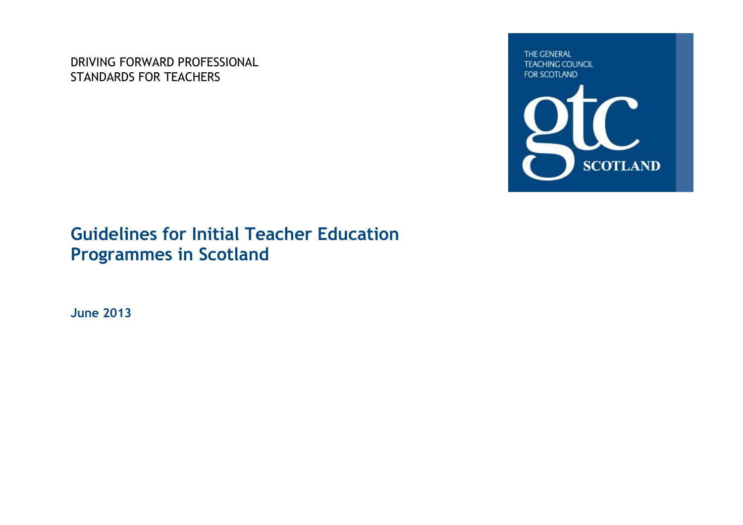DRIVING FORWARD PROFESSIONAL
STANDARDS FOR TEACHERS

THE GENERAL
TEACHING COUNCIL
FOR SCOTLAND

gtc SCOTLAND

# Guidelines for Initial Teacher Education Programmes in Scotland

**June 2013**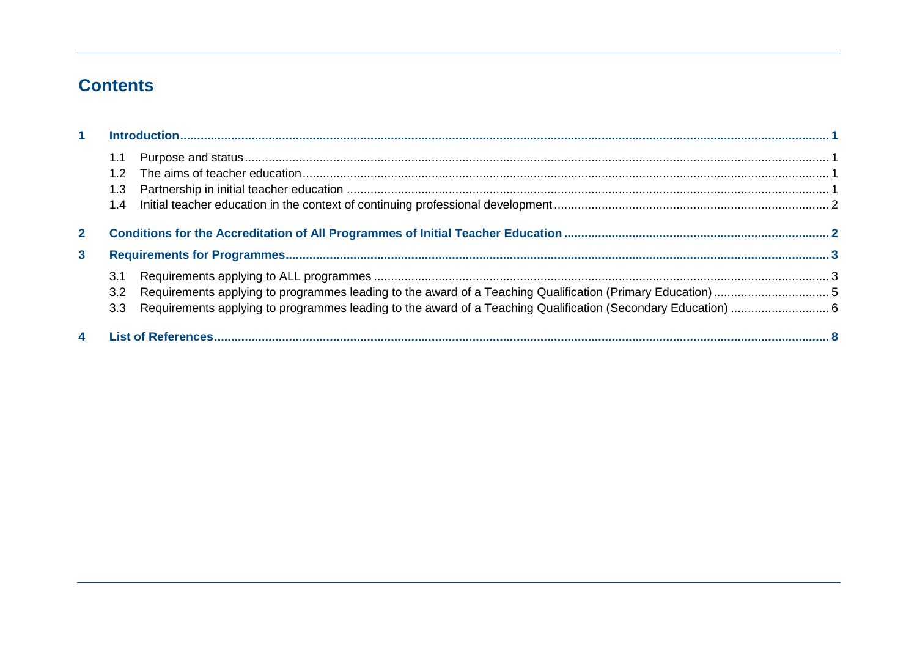## Contents

**1 Introduction ........ 1**

- 1.1 Purpose and status ........ 1
- 1.2 The aims of teacher education ........ 1
- 1.3 Partnership in initial teacher education ........ 1
- 1.4 Initial teacher education in the context of continuing professional development ........ 2

**2 Conditions for the Accreditation of All Programmes of Initial Teacher Education ........ 2**

**3 Requirements for Programmes ........ 3**

- 3.1 Requirements applying to ALL programmes ........ 3
- 3.2 Requirements applying to programmes leading to the award of a Teaching Qualification (Primary Education) ........ 5
- 3.3 Requirements applying to programmes leading to the award of a Teaching Qualification (Secondary Education) ........ 6

**4 List of References ........ 8**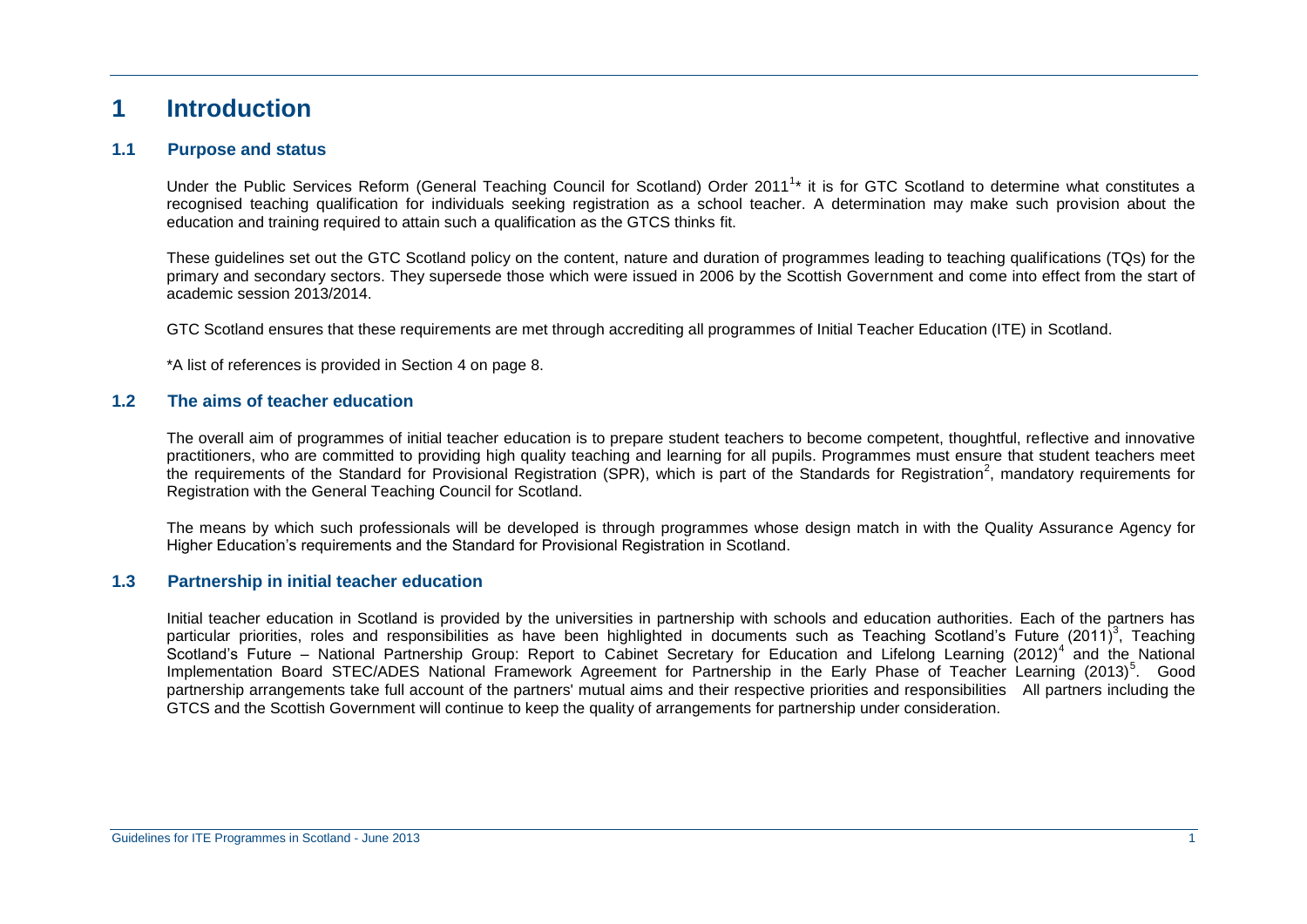# 1 Introduction

## 1.1 Purpose and status

Under the Public Services Reform (General Teaching Council for Scotland) Order 2011[1]* it is for GTC Scotland to determine what constitutes a recognised teaching qualification for individuals seeking registration as a school teacher. A determination may make such provision about the education and training required to attain such a qualification as the GTCS thinks fit.

These guidelines set out the GTC Scotland policy on the content, nature and duration of programmes leading to teaching qualifications (TQs) for the primary and secondary sectors. They supersede those which were issued in 2006 by the Scottish Government and come into effect from the start of academic session 2013/2014.

GTC Scotland ensures that these requirements are met through accrediting all programmes of Initial Teacher Education (ITE) in Scotland.

*A list of references is provided in Section 4 on page 8.

## 1.2 The aims of teacher education

The overall aim of programmes of initial teacher education is to prepare student teachers to become competent, thoughtful, reflective and innovative practitioners, who are committed to providing high quality teaching and learning for all pupils. Programmes must ensure that student teachers meet the requirements of the Standard for Provisional Registration (SPR), which is part of the Standards for Registration[2], mandatory requirements for Registration with the General Teaching Council for Scotland.

The means by which such professionals will be developed is through programmes whose design match in with the Quality Assurance Agency for Higher Education's requirements and the Standard for Provisional Registration in Scotland.

## 1.3 Partnership in initial teacher education

Initial teacher education in Scotland is provided by the universities in partnership with schools and education authorities. Each of the partners has particular priorities, roles and responsibilities as have been highlighted in documents such as Teaching Scotland's Future (2011)[3], Teaching Scotland's Future – National Partnership Group: Report to Cabinet Secretary for Education and Lifelong Learning (2012)[4] and the National Implementation Board STEC/ADES National Framework Agreement for Partnership in the Early Phase of Teacher Learning (2013)[5]. Good partnership arrangements take full account of the partners' mutual aims and their respective priorities and responsibilities All partners including the GTCS and the Scottish Government will continue to keep the quality of arrangements for partnership under consideration.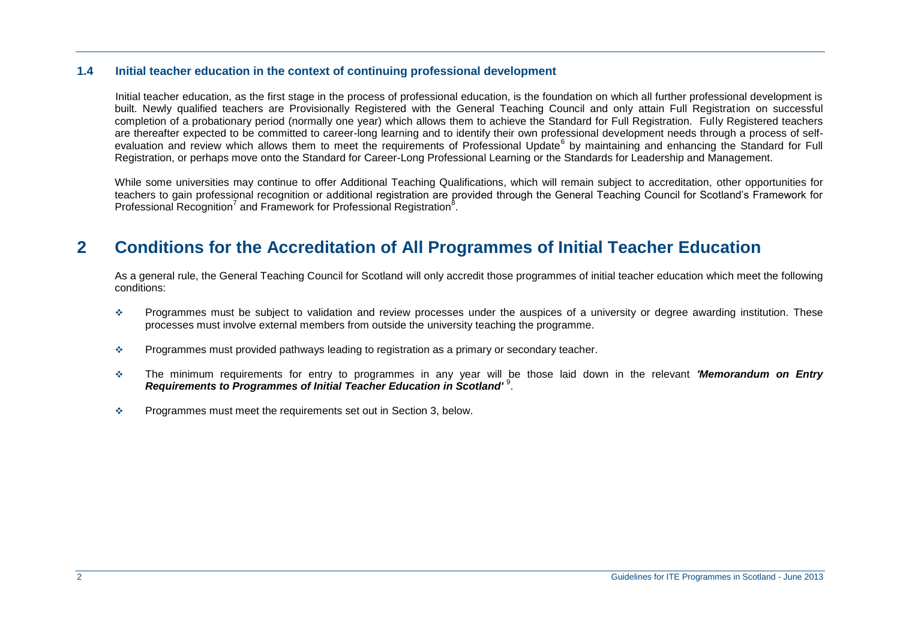### 1.4 Initial teacher education in the context of continuing professional development

Initial teacher education, as the first stage in the process of professional education, is the foundation on which all further professional development is built. Newly qualified teachers are Provisionally Registered with the General Teaching Council and only attain Full Registration on successful completion of a probationary period (normally one year) which allows them to achieve the Standard for Full Registration. Fully Registered teachers are thereafter expected to be committed to career-long learning and to identify their own professional development needs through a process of self-evaluation and review which allows them to meet the requirements of Professional Update[6] by maintaining and enhancing the Standard for Full Registration, or perhaps move onto the Standard for Career-Long Professional Learning or the Standards for Leadership and Management.

While some universities may continue to offer Additional Teaching Qualifications, which will remain subject to accreditation, other opportunities for teachers to gain professional recognition or additional registration are provided through the General Teaching Council for Scotland's Framework for Professional Recognition[7] and Framework for Professional Registration[8].

## 2 Conditions for the Accreditation of All Programmes of Initial Teacher Education

As a general rule, the General Teaching Council for Scotland will only accredit those programmes of initial teacher education which meet the following conditions:

- Programmes must be subject to validation and review processes under the auspices of a university or degree awarding institution. These processes must involve external members from outside the university teaching the programme.
- Programmes must provided pathways leading to registration as a primary or secondary teacher.
- The minimum requirements for entry to programmes in any year will be those laid down in the relevant ***'Memorandum on Entry Requirements to Programmes of Initial Teacher Education in Scotland'*** [9].
- Programmes must meet the requirements set out in Section 3, below.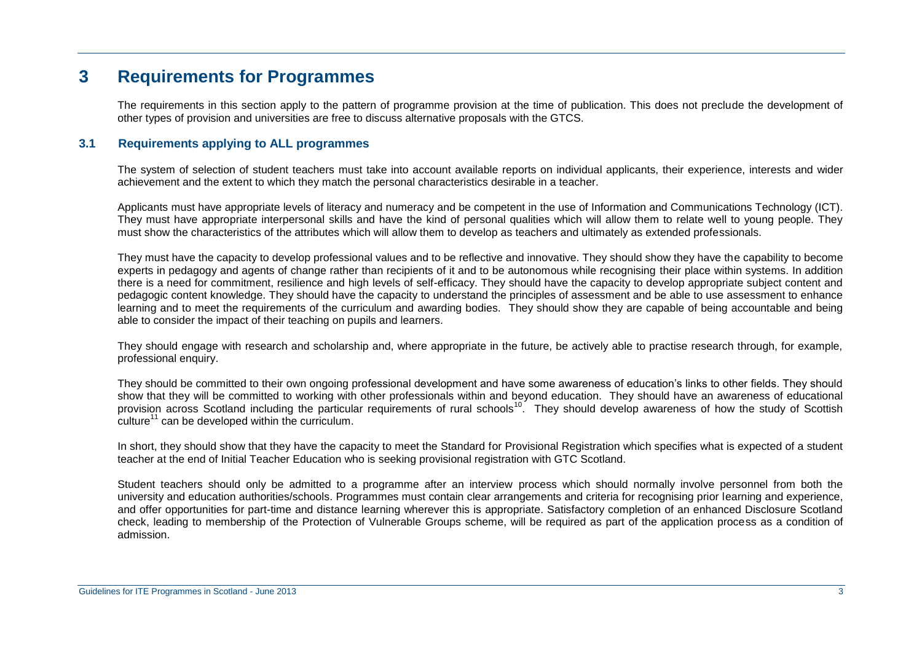# 3 Requirements for Programmes

The requirements in this section apply to the pattern of programme provision at the time of publication. This does not preclude the development of other types of provision and universities are free to discuss alternative proposals with the GTCS.

## 3.1 Requirements applying to ALL programmes

The system of selection of student teachers must take into account available reports on individual applicants, their experience, interests and wider achievement and the extent to which they match the personal characteristics desirable in a teacher.

Applicants must have appropriate levels of literacy and numeracy and be competent in the use of Information and Communications Technology (ICT). They must have appropriate interpersonal skills and have the kind of personal qualities which will allow them to relate well to young people. They must show the characteristics of the attributes which will allow them to develop as teachers and ultimately as extended professionals.

They must have the capacity to develop professional values and to be reflective and innovative. They should show they have the capability to become experts in pedagogy and agents of change rather than recipients of it and to be autonomous while recognising their place within systems. In addition there is a need for commitment, resilience and high levels of self-efficacy. They should have the capacity to develop appropriate subject content and pedagogic content knowledge. They should have the capacity to understand the principles of assessment and be able to use assessment to enhance learning and to meet the requirements of the curriculum and awarding bodies. They should show they are capable of being accountable and being able to consider the impact of their teaching on pupils and learners.

They should engage with research and scholarship and, where appropriate in the future, be actively able to practise research through, for example, professional enquiry.

They should be committed to their own ongoing professional development and have some awareness of education's links to other fields. They should show that they will be committed to working with other professionals within and beyond education. They should have an awareness of educational provision across Scotland including the particular requirements of rural schools[10]. They should develop awareness of how the study of Scottish culture[11] can be developed within the curriculum.

In short, they should show that they have the capacity to meet the Standard for Provisional Registration which specifies what is expected of a student teacher at the end of Initial Teacher Education who is seeking provisional registration with GTC Scotland.

Student teachers should only be admitted to a programme after an interview process which should normally involve personnel from both the university and education authorities/schools. Programmes must contain clear arrangements and criteria for recognising prior learning and experience, and offer opportunities for part-time and distance learning wherever this is appropriate. Satisfactory completion of an enhanced Disclosure Scotland check, leading to membership of the Protection of Vulnerable Groups scheme, will be required as part of the application process as a condition of admission.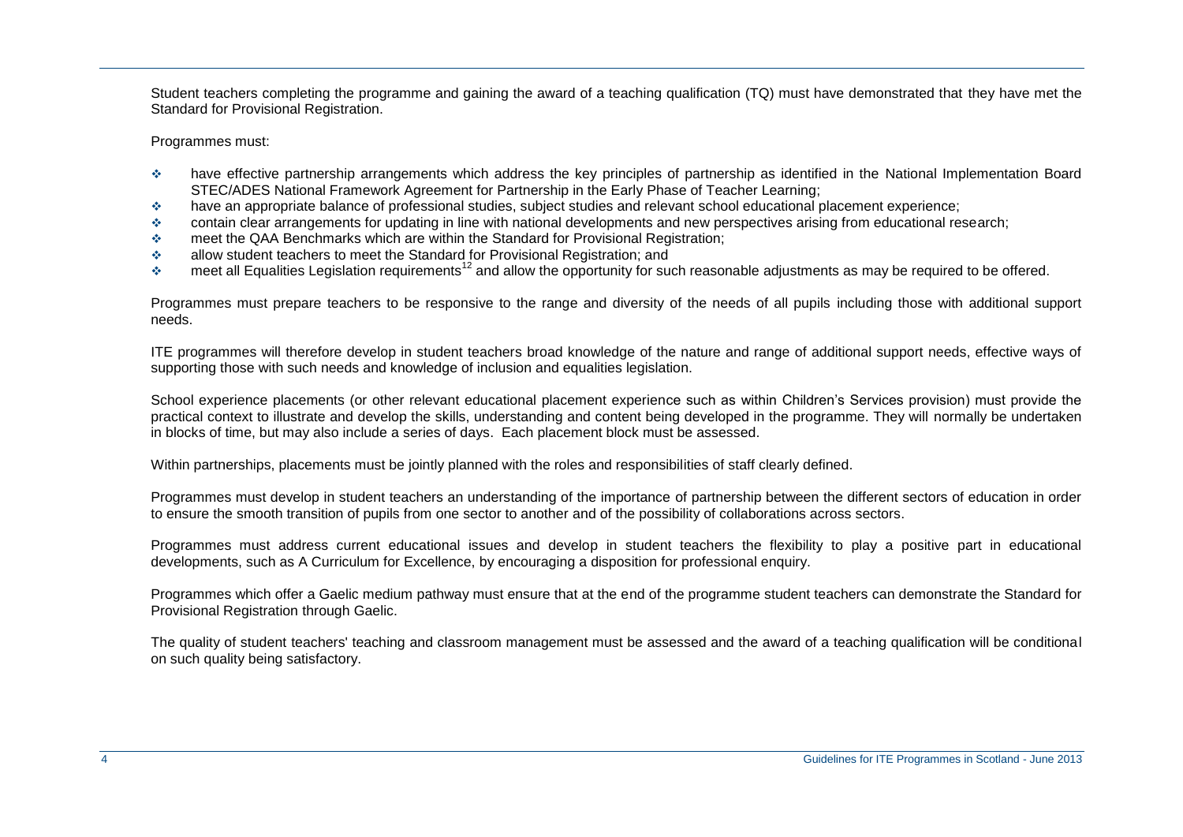Student teachers completing the programme and gaining the award of a teaching qualification (TQ) must have demonstrated that they have met the Standard for Provisional Registration.

Programmes must:

- have effective partnership arrangements which address the key principles of partnership as identified in the National Implementation Board STEC/ADES National Framework Agreement for Partnership in the Early Phase of Teacher Learning;
- have an appropriate balance of professional studies, subject studies and relevant school educational placement experience;
- contain clear arrangements for updating in line with national developments and new perspectives arising from educational research;
- meet the QAA Benchmarks which are within the Standard for Provisional Registration;
- allow student teachers to meet the Standard for Provisional Registration; and
- meet all Equalities Legislation requirements[12] and allow the opportunity for such reasonable adjustments as may be required to be offered.

Programmes must prepare teachers to be responsive to the range and diversity of the needs of all pupils including those with additional support needs.

ITE programmes will therefore develop in student teachers broad knowledge of the nature and range of additional support needs, effective ways of supporting those with such needs and knowledge of inclusion and equalities legislation.

School experience placements (or other relevant educational placement experience such as within Children's Services provision) must provide the practical context to illustrate and develop the skills, understanding and content being developed in the programme. They will normally be undertaken in blocks of time, but may also include a series of days. Each placement block must be assessed.

Within partnerships, placements must be jointly planned with the roles and responsibilities of staff clearly defined.

Programmes must develop in student teachers an understanding of the importance of partnership between the different sectors of education in order to ensure the smooth transition of pupils from one sector to another and of the possibility of collaborations across sectors.

Programmes must address current educational issues and develop in student teachers the flexibility to play a positive part in educational developments, such as A Curriculum for Excellence, by encouraging a disposition for professional enquiry.

Programmes which offer a Gaelic medium pathway must ensure that at the end of the programme student teachers can demonstrate the Standard for Provisional Registration through Gaelic.

The quality of student teachers' teaching and classroom management must be assessed and the award of a teaching qualification will be conditional on such quality being satisfactory.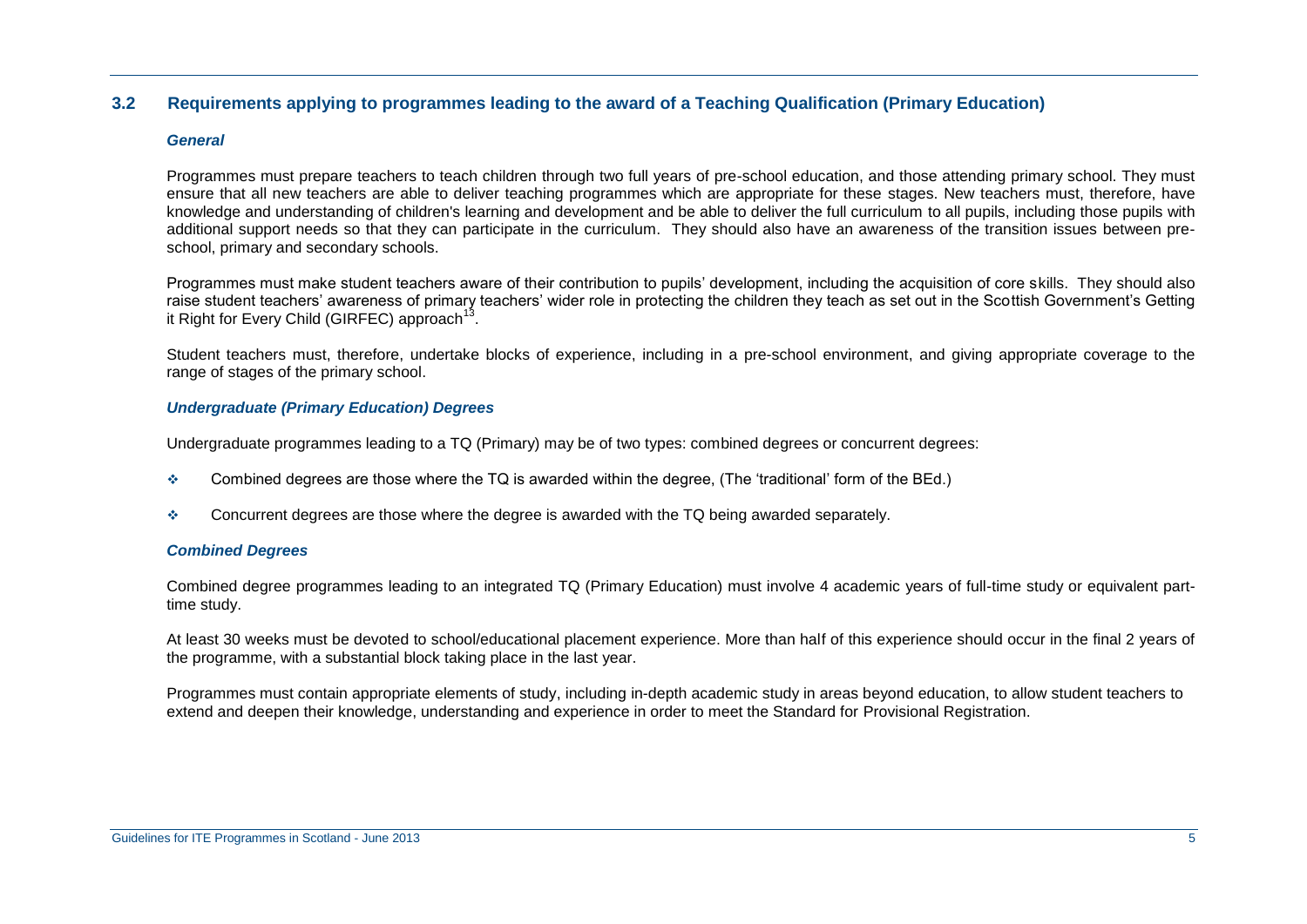## 3.2 Requirements applying to programmes leading to the award of a Teaching Qualification (Primary Education)

### *General*

Programmes must prepare teachers to teach children through two full years of pre-school education, and those attending primary school. They must ensure that all new teachers are able to deliver teaching programmes which are appropriate for these stages. New teachers must, therefore, have knowledge and understanding of children's learning and development and be able to deliver the full curriculum to all pupils, including those pupils with additional support needs so that they can participate in the curriculum. They should also have an awareness of the transition issues between pre-school, primary and secondary schools.

Programmes must make student teachers aware of their contribution to pupils' development, including the acquisition of core skills. They should also raise student teachers' awareness of primary teachers' wider role in protecting the children they teach as set out in the Scottish Government's Getting it Right for Every Child (GIRFEC) approach[13].

Student teachers must, therefore, undertake blocks of experience, including in a pre-school environment, and giving appropriate coverage to the range of stages of the primary school.

### *Undergraduate (Primary Education) Degrees*

Undergraduate programmes leading to a TQ (Primary) may be of two types: combined degrees or concurrent degrees:

- Combined degrees are those where the TQ is awarded within the degree, (The 'traditional' form of the BEd.)
- Concurrent degrees are those where the degree is awarded with the TQ being awarded separately.

### *Combined Degrees*

Combined degree programmes leading to an integrated TQ (Primary Education) must involve 4 academic years of full-time study or equivalent part-time study.

At least 30 weeks must be devoted to school/educational placement experience. More than half of this experience should occur in the final 2 years of the programme, with a substantial block taking place in the last year.

Programmes must contain appropriate elements of study, including in-depth academic study in areas beyond education, to allow student teachers to extend and deepen their knowledge, understanding and experience in order to meet the Standard for Provisional Registration.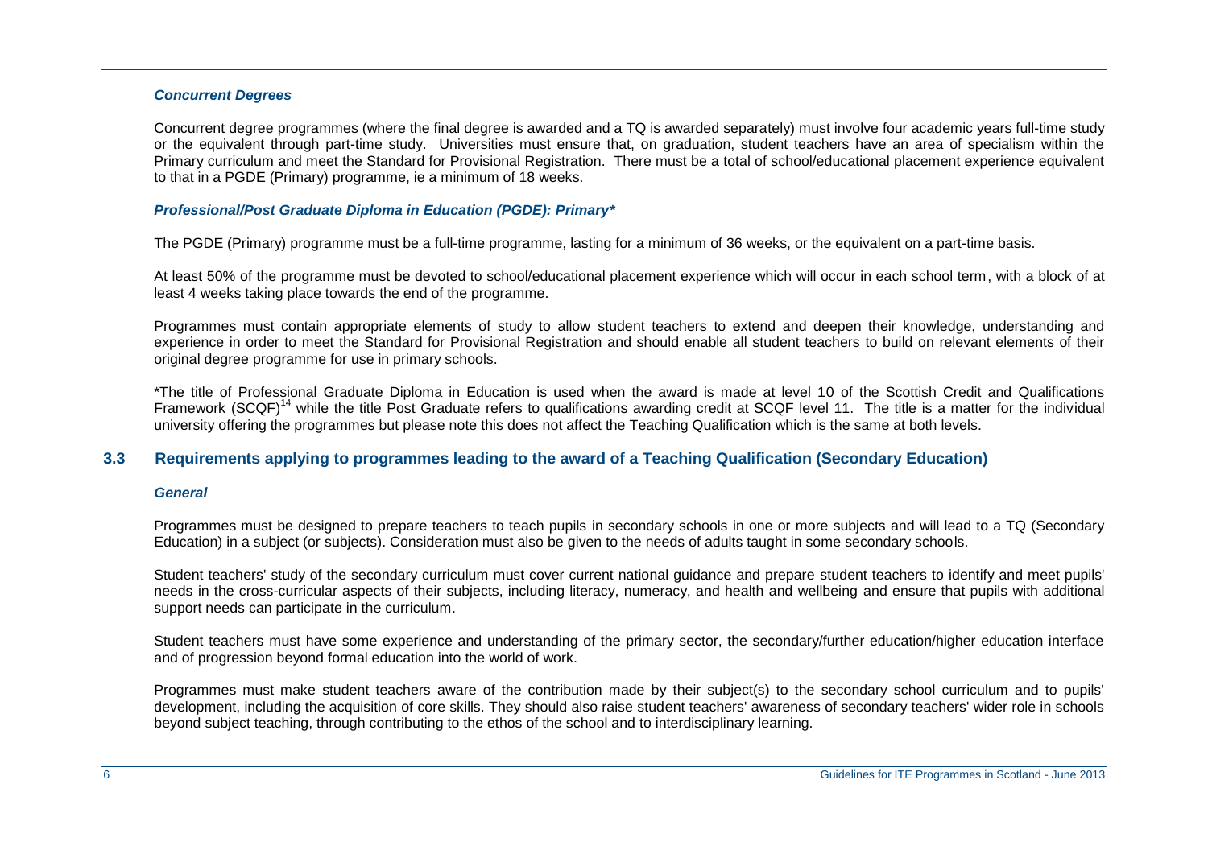#### *Concurrent Degrees*

Concurrent degree programmes (where the final degree is awarded and a TQ is awarded separately) must involve four academic years full-time study or the equivalent through part-time study. Universities must ensure that, on graduation, student teachers have an area of specialism within the Primary curriculum and meet the Standard for Provisional Registration. There must be a total of school/educational placement experience equivalent to that in a PGDE (Primary) programme, ie a minimum of 18 weeks.

#### *Professional/Post Graduate Diploma in Education (PGDE): Primary**

The PGDE (Primary) programme must be a full-time programme, lasting for a minimum of 36 weeks, or the equivalent on a part-time basis.

At least 50% of the programme must be devoted to school/educational placement experience which will occur in each school term, with a block of at least 4 weeks taking place towards the end of the programme.

Programmes must contain appropriate elements of study to allow student teachers to extend and deepen their knowledge, understanding and experience in order to meet the Standard for Provisional Registration and should enable all student teachers to build on relevant elements of their original degree programme for use in primary schools.

*The title of Professional Graduate Diploma in Education is used when the award is made at level 10 of the Scottish Credit and Qualifications Framework (SCQF)[14] while the title Post Graduate refers to qualifications awarding credit at SCQF level 11. The title is a matter for the individual university offering the programmes but please note this does not affect the Teaching Qualification which is the same at both levels.

## 3.3 Requirements applying to programmes leading to the award of a Teaching Qualification (Secondary Education)

#### *General*

Programmes must be designed to prepare teachers to teach pupils in secondary schools in one or more subjects and will lead to a TQ (Secondary Education) in a subject (or subjects). Consideration must also be given to the needs of adults taught in some secondary schools.

Student teachers' study of the secondary curriculum must cover current national guidance and prepare student teachers to identify and meet pupils' needs in the cross-curricular aspects of their subjects, including literacy, numeracy, and health and wellbeing and ensure that pupils with additional support needs can participate in the curriculum.

Student teachers must have some experience and understanding of the primary sector, the secondary/further education/higher education interface and of progression beyond formal education into the world of work.

Programmes must make student teachers aware of the contribution made by their subject(s) to the secondary school curriculum and to pupils' development, including the acquisition of core skills. They should also raise student teachers' awareness of secondary teachers' wider role in schools beyond subject teaching, through contributing to the ethos of the school and to interdisciplinary learning.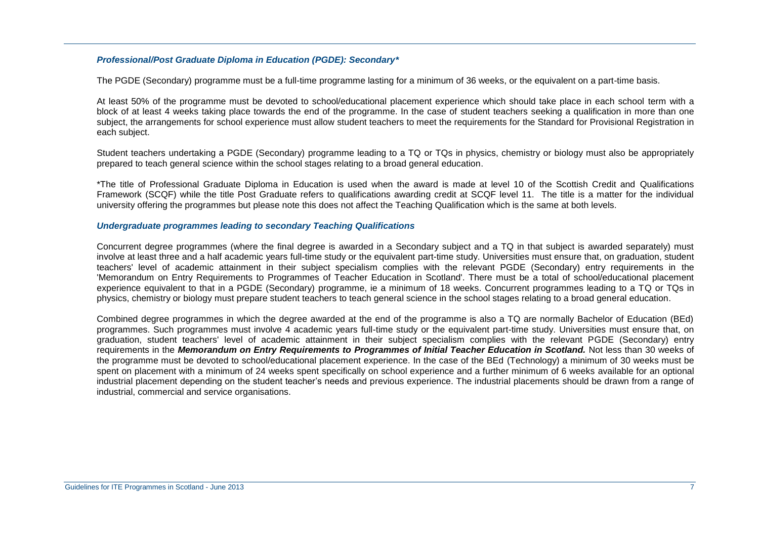### *Professional/Post Graduate Diploma in Education (PGDE): Secondary**

The PGDE (Secondary) programme must be a full-time programme lasting for a minimum of 36 weeks, or the equivalent on a part-time basis.

At least 50% of the programme must be devoted to school/educational placement experience which should take place in each school term with a block of at least 4 weeks taking place towards the end of the programme. In the case of student teachers seeking a qualification in more than one subject, the arrangements for school experience must allow student teachers to meet the requirements for the Standard for Provisional Registration in each subject.

Student teachers undertaking a PGDE (Secondary) programme leading to a TQ or TQs in physics, chemistry or biology must also be appropriately prepared to teach general science within the school stages relating to a broad general education.

*The title of Professional Graduate Diploma in Education is used when the award is made at level 10 of the Scottish Credit and Qualifications Framework (SCQF) while the title Post Graduate refers to qualifications awarding credit at SCQF level 11. The title is a matter for the individual university offering the programmes but please note this does not affect the Teaching Qualification which is the same at both levels.

### *Undergraduate programmes leading to secondary Teaching Qualifications*

Concurrent degree programmes (where the final degree is awarded in a Secondary subject and a TQ in that subject is awarded separately) must involve at least three and a half academic years full-time study or the equivalent part-time study. Universities must ensure that, on graduation, student teachers' level of academic attainment in their subject specialism complies with the relevant PGDE (Secondary) entry requirements in the 'Memorandum on Entry Requirements to Programmes of Teacher Education in Scotland'. There must be a total of school/educational placement experience equivalent to that in a PGDE (Secondary) programme, ie a minimum of 18 weeks. Concurrent programmes leading to a TQ or TQs in physics, chemistry or biology must prepare student teachers to teach general science in the school stages relating to a broad general education.

Combined degree programmes in which the degree awarded at the end of the programme is also a TQ are normally Bachelor of Education (BEd) programmes. Such programmes must involve 4 academic years full-time study or the equivalent part-time study. Universities must ensure that, on graduation, student teachers' level of academic attainment in their subject specialism complies with the relevant PGDE (Secondary) entry requirements in the ***Memorandum on Entry Requirements to Programmes of Initial Teacher Education in Scotland.*** Not less than 30 weeks of the programme must be devoted to school/educational placement experience. In the case of the BEd (Technology) a minimum of 30 weeks must be spent on placement with a minimum of 24 weeks spent specifically on school experience and a further minimum of 6 weeks available for an optional industrial placement depending on the student teacher's needs and previous experience. The industrial placements should be drawn from a range of industrial, commercial and service organisations.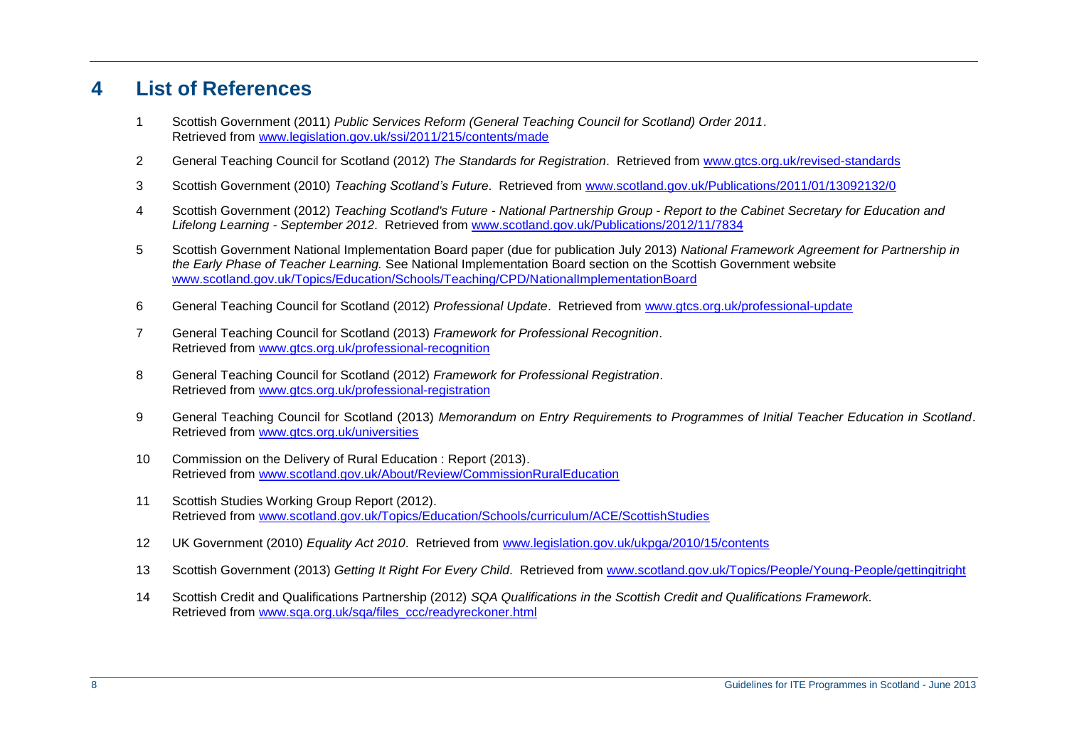# 4 List of References

1. Scottish Government (2011) *Public Services Reform (General Teaching Council for Scotland) Order 2011*. Retrieved from www.legislation.gov.uk/ssi/2011/215/contents/made
2. General Teaching Council for Scotland (2012) *The Standards for Registration*. Retrieved from www.gtcs.org.uk/revised-standards
3. Scottish Government (2010) *Teaching Scotland's Future*. Retrieved from www.scotland.gov.uk/Publications/2011/01/13092132/0
4. Scottish Government (2012) *Teaching Scotland's Future - National Partnership Group - Report to the Cabinet Secretary for Education and Lifelong Learning - September 2012*. Retrieved from www.scotland.gov.uk/Publications/2012/11/7834
5. Scottish Government National Implementation Board paper (due for publication July 2013) *National Framework Agreement for Partnership in the Early Phase of Teacher Learning.* See National Implementation Board section on the Scottish Government website www.scotland.gov.uk/Topics/Education/Schools/Teaching/CPD/NationalImplementationBoard
6. General Teaching Council for Scotland (2012) *Professional Update*. Retrieved from www.gtcs.org.uk/professional-update
7. General Teaching Council for Scotland (2013) *Framework for Professional Recognition*. Retrieved from www.gtcs.org.uk/professional-recognition
8. General Teaching Council for Scotland (2012) *Framework for Professional Registration*. Retrieved from www.gtcs.org.uk/professional-registration
9. General Teaching Council for Scotland (2013) *Memorandum on Entry Requirements to Programmes of Initial Teacher Education in Scotland*. Retrieved from www.gtcs.org.uk/universities
10. Commission on the Delivery of Rural Education : Report (2013). Retrieved from www.scotland.gov.uk/About/Review/CommissionRuralEducation
11. Scottish Studies Working Group Report (2012). Retrieved from www.scotland.gov.uk/Topics/Education/Schools/curriculum/ACE/ScottishStudies
12. UK Government (2010) *Equality Act 2010*. Retrieved from www.legislation.gov.uk/ukpga/2010/15/contents
13. Scottish Government (2013) *Getting It Right For Every Child*. Retrieved from www.scotland.gov.uk/Topics/People/Young-People/gettingitright
14. Scottish Credit and Qualifications Partnership (2012) *SQA Qualifications in the Scottish Credit and Qualifications Framework.* Retrieved from www.sqa.org.uk/sqa/files_ccc/readyreckoner.html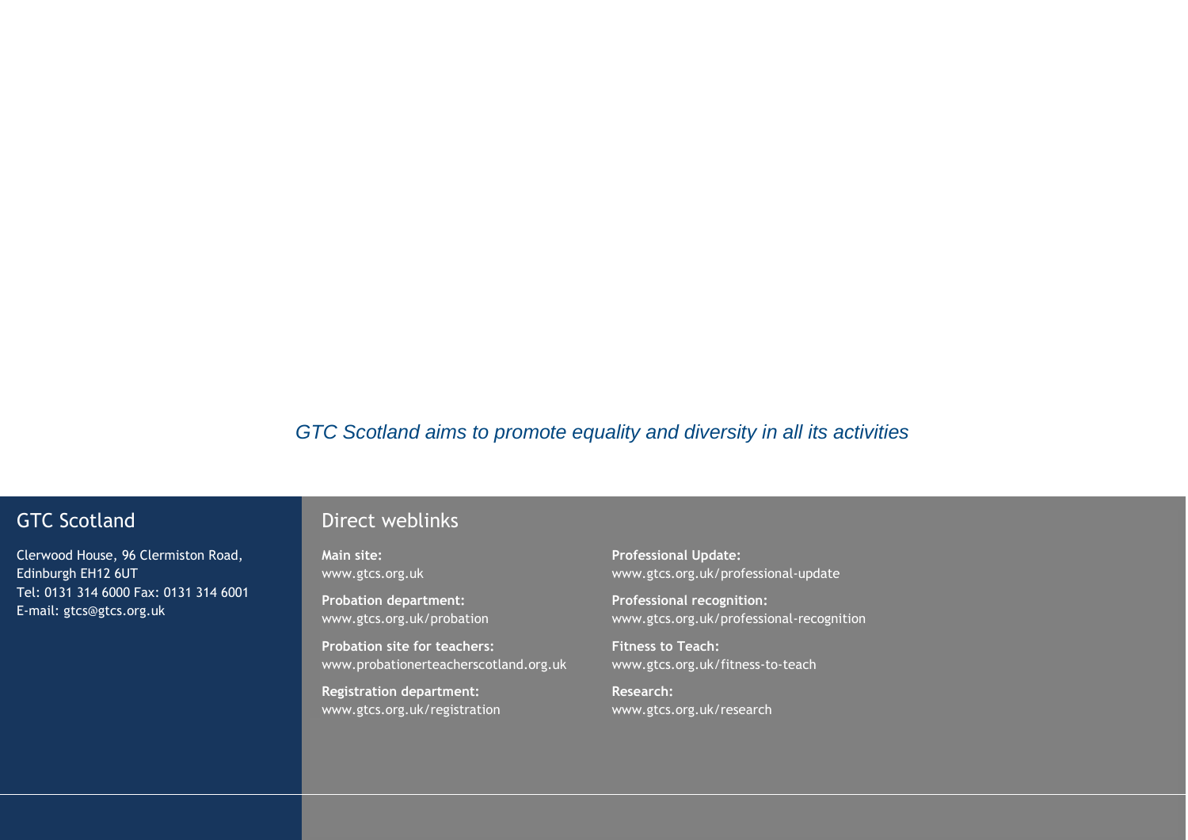*GTC Scotland aims to promote equality and diversity in all its activities*

## GTC Scotland

Clerwood House, 96 Clermiston Road,
Edinburgh EH12 6UT
Tel: 0131 314 6000 Fax: 0131 314 6001
E-mail: gtcs@gtcs.org.uk

## Direct weblinks

**Main site:**
www.gtcs.org.uk

**Probation department:**
www.gtcs.org.uk/probation

**Probation site for teachers:**
www.probationerteacherscotland.org.uk

**Registration department:**
www.gtcs.org.uk/registration

**Professional Update:**
www.gtcs.org.uk/professional-update

**Professional recognition:**
www.gtcs.org.uk/professional-recognition

**Fitness to Teach:**
www.gtcs.org.uk/fitness-to-teach

**Research:**
www.gtcs.org.uk/research